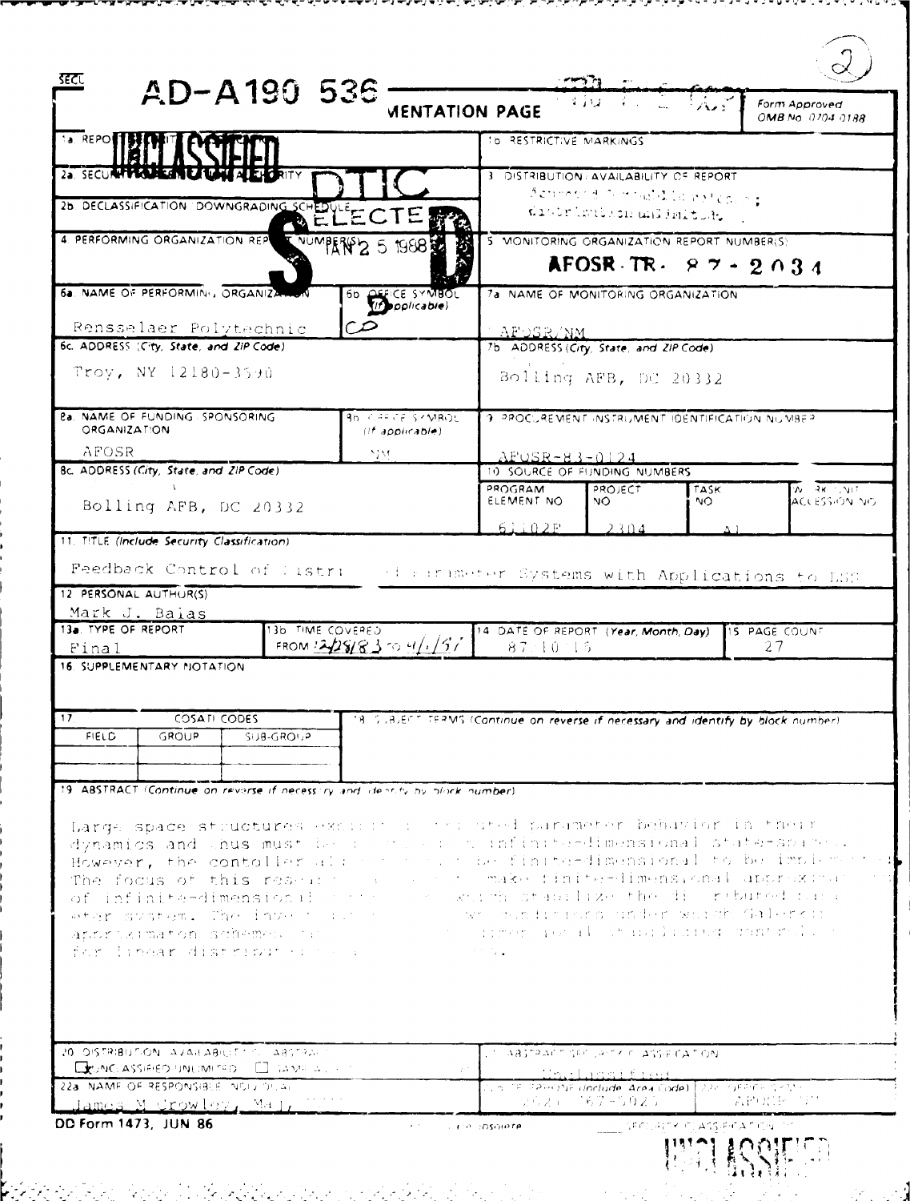AD-A190 536

# REPORT DOCUMENTATION PAGE

Form Approved OMB No. 0704-0188

| | |
|---|---|
| 1a. REPORT SECURITY CLASSIFICATION: UNCLASSIFIED | 1b. RESTRICTIVE MARKINGS |
| 2a. SECURITY CLASSIFICATION AUTHORITY | 3. DISTRIBUTION/AVAILABILITY OF REPORT: Approved for public release; distribution unlimited. |
| 2b. DECLASSIFICATION/DOWNGRADING SCHEDULE | |
| 4. PERFORMING ORGANIZATION REPORT NUMBER(S) | 5. MONITORING ORGANIZATION REPORT NUMBER(S): AFOSR-TR- 87-2034 |
| 6a. NAME OF PERFORMING ORGANIZATION: Rensselaer Polytechnic | 6b. OFFICE SYMBOL (If applicable) |
| 7a. NAME OF MONITORING ORGANIZATION: AFOSR/NM | |
| 6c. ADDRESS (City, State, and ZIP Code): Troy, NY 12180-3590 | 7b. ADDRESS (City, State, and ZIP Code): Bolling AFB, DC 20332 |
| 8a. NAME OF FUNDING/SPONSORING ORGANIZATION: AFOSR | 8b. OFFICE SYMBOL (If applicable): NM |
| 9. PROCUREMENT INSTRUMENT IDENTIFICATION NUMBER: AFOSR-83-0124 | |
| 8c. ADDRESS (City, State, and ZIP Code): Bolling AFB, DC 20332 | 10. SOURCE OF FUNDING NUMBERS: PROGRAM ELEMENT NO. 61102F; PROJECT NO. 2304; TASK NO. A1; WORK UNIT ACCESSION NO. |

DTIC ELECTE JAN 25 1988

11. TITLE (Include Security Classification): Feedback Control of Distributed Parameter Systems with Applications to LSS

12. PERSONAL AUTHOR(S): Mark J. Balas

| 13a. TYPE OF REPORT | 13b. TIME COVERED | 14. DATE OF REPORT (Year, Month, Day) | 15. PAGE COUNT |
|---|---|---|---|
| Final | FROM 2/28/83 TO 4/1/87 | 87-10-15 | 27 |

16. SUPPLEMENTARY NOTATION

| 17. COSATI CODES | | | 18. SUBJECT TERMS (Continue on reverse if necessary and identify by block number) |
|---|---|---|---|
| FIELD | GROUP | SUB-GROUP | |
| | | | |

19. ABSTRACT (Continue on reverse if necessary and identify by block number)

Large space structures exhibit distributed parameter behavior in their dynamics and thus must be described in infinite-dimensional state-space. However, the controller algorithms must be finite-dimensional to be implemented. The focus of this research is to make finite-dimensional approximations of infinite-dimensional controllers which stabilize the distributed parameter system. The investigation gives conditions under which Galerkin approximation schemes produce finite-dimensional stabilizing controllers for linear distributed parameter systems.

| | |
|---|---|
| 20. DISTRIBUTION/AVAILABILITY OF ABSTRACT: ☒ UNCLASSIFIED/UNLIMITED ☐ SAME AS RPT. | 21. ABSTRACT SECURITY CLASSIFICATION: Unclassified |
| 22a. NAME OF RESPONSIBLE INDIVIDUAL: James M. Crowley, Maj. | 22b. TELEPHONE (Include Area Code): (202) 767-5025 — 22c. OFFICE SYMBOL: AFOSR/NM |

DD Form 1473, JUN 86 — Previous editions are obsolete. — SECURITY CLASSIFICATION OF THIS PAGE: UNCLASSIFIED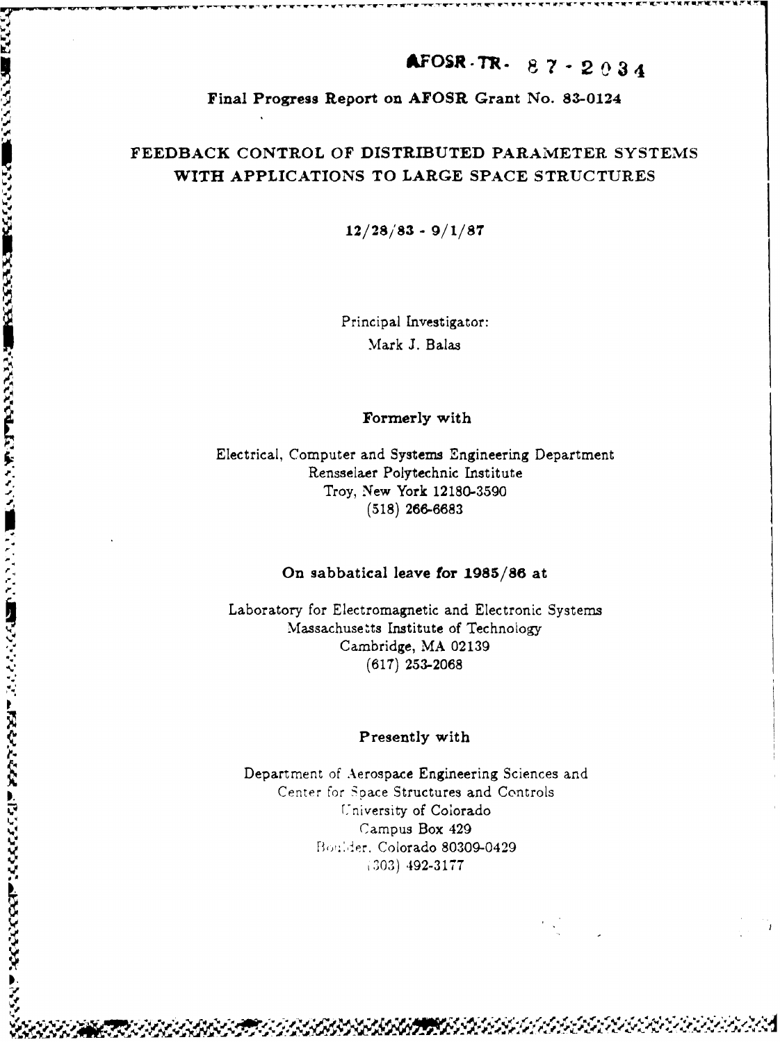AFOSR-TR- 87-2034

**Final Progress Report on AFOSR Grant No. 83-0124**

# FEEDBACK CONTROL OF DISTRIBUTED PARAMETER SYSTEMS WITH APPLICATIONS TO LARGE SPACE STRUCTURES

**12/28/83 - 9/1/87**

Principal Investigator:
Mark J. Balas

**Formerly with**

Electrical, Computer and Systems Engineering Department
Rensselaer Polytechnic Institute
Troy, New York 12180-3590
(518) 266-6683

**On sabbatical leave for 1985/86 at**

Laboratory for Electromagnetic and Electronic Systems
Massachusetts Institute of Technology
Cambridge, MA 02139
(617) 253-2068

**Presently with**

Department of Aerospace Engineering Sciences and
Center for Space Structures and Controls
University of Colorado
Campus Box 429
Boulder, Colorado 80309-0429
(303) 492-3177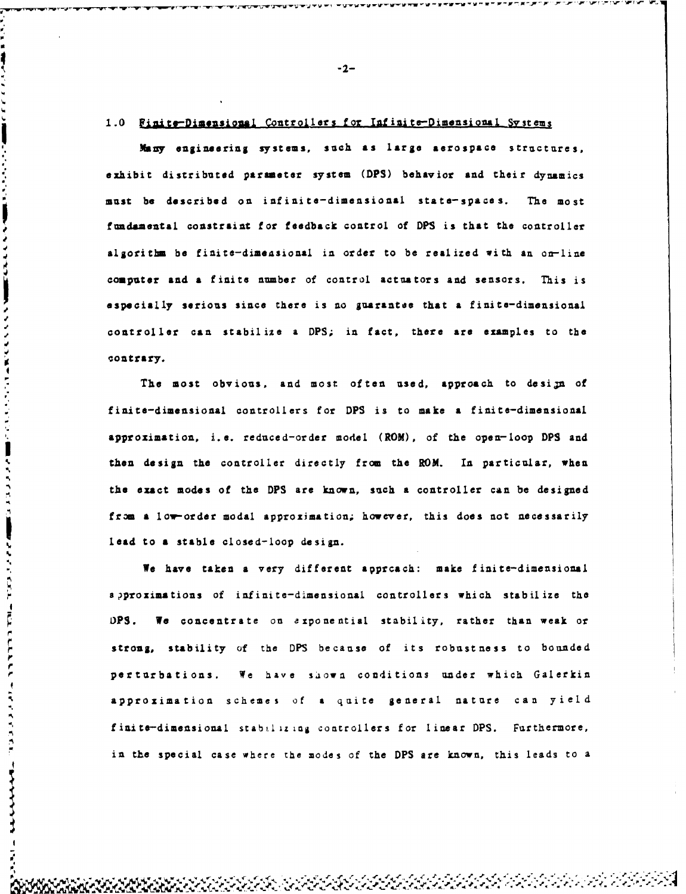## 1.0 Finite-Dimensional Controllers for Infinite-Dimensional Systems

Many engineering systems, such as large aerospace structures, exhibit distributed parameter system (DPS) behavior and their dynamics must be described on infinite-dimensional state-spaces. The most fundamental constraint for feedback control of DPS is that the controller algorithm be finite-dimensional in order to be realized with an on-line computer and a finite number of control actuators and sensors. This is especially serious since there is no guarantee that a finite-dimensional controller can stabilize a DPS; in fact, there are examples to the contrary.

The most obvious, and most often used, approach to design of finite-dimensional controllers for DPS is to make a finite-dimensional approximation, i.e. reduced-order model (ROM), of the open-loop DPS and then design the controller directly from the ROM. In particular, when the exact modes of the DPS are known, such a controller can be designed from a low-order modal approximation; however, this does not necessarily lead to a stable closed-loop design.

We have taken a very different approach: make finite-dimensional approximations of infinite-dimensional controllers which stabilize the DPS. We concentrate on exponential stability, rather than weak or strong, stability of the DPS because of its robustness to bounded perturbations. We have shown conditions under which Galerkin approximation schemes of a quite general nature can yield finite-dimensional stabilizing controllers for linear DPS. Furthermore, in the special case where the modes of the DPS are known, this leads to a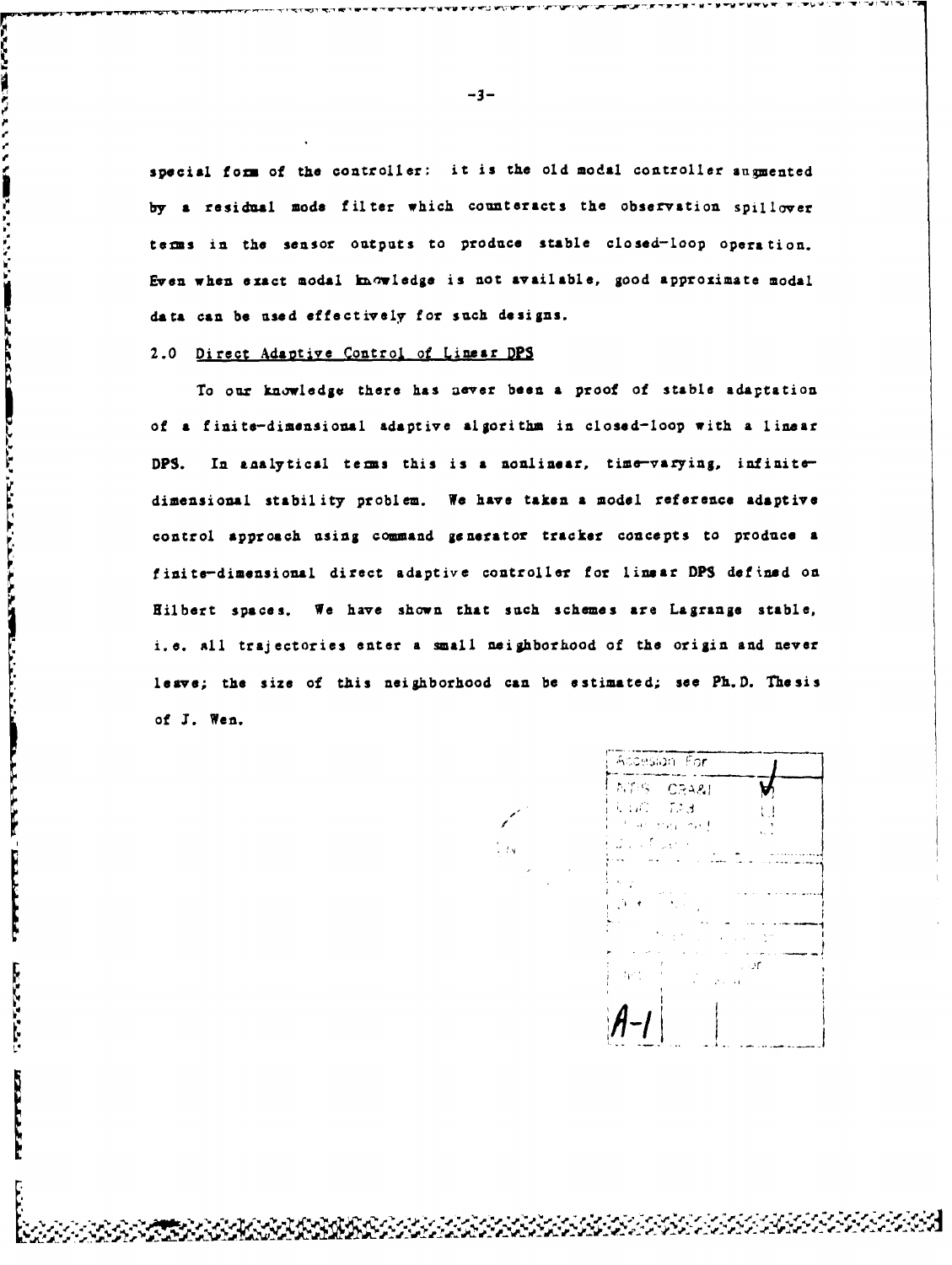special form of the controller: it is the old modal controller augmented by a residual mode filter which counteracts the observation spillover terms in the sensor outputs to produce stable closed-loop operation. Even when exact modal knowledge is not available, good approximate modal data can be used effectively for such designs.

## 2.0 Direct Adaptive Control of Linear DPS

To our knowledge there has never been a proof of stable adaptation of a finite-dimensional adaptive algorithm in closed-loop with a linear DPS. In analytical terms this is a nonlinear, time-varying, infinite-dimensional stability problem. We have taken a model reference adaptive control approach using command generator tracker concepts to produce a finite-dimensional direct adaptive controller for linear DPS defined on Hilbert spaces. We have shown that such schemes are Lagrange stable, i.e. all trajectories enter a small neighborhood of the origin and never leave; the size of this neighborhood can be estimated; see Ph.D. Thesis of J. Wen.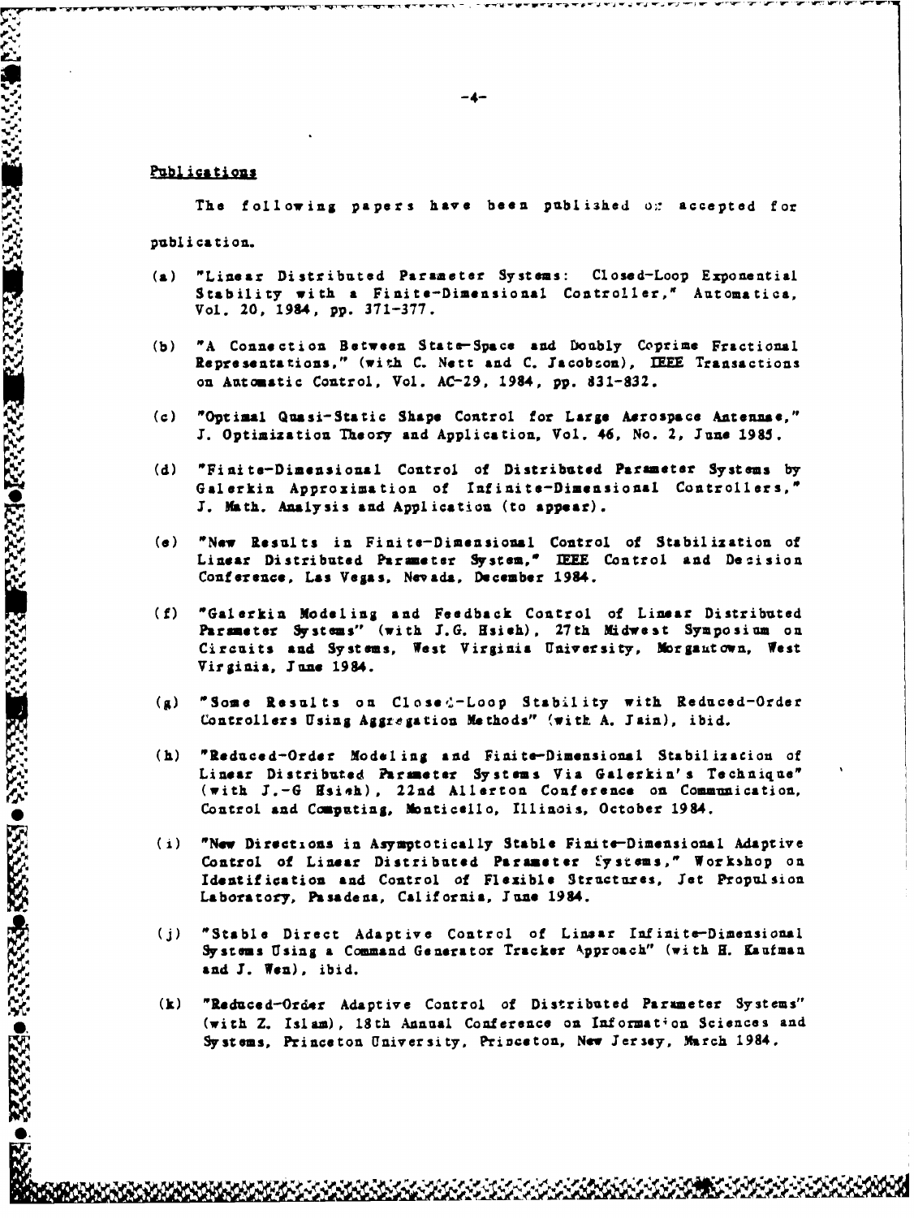## Publications

The following papers have been published or accepted for publication.

(a) "Linear Distributed Parameter Systems: Closed-Loop Exponential Stability with a Finite-Dimensional Controller," Automatica, Vol. 20, 1984, pp. 371-377.

(b) "A Connection Between State-Space and Doubly Coprime Fractional Representations," (with C. Nett and C. Jacobson), IEEE Transactions on Automatic Control, Vol. AC-29, 1984, pp. 831-832.

(c) "Optimal Quasi-Static Shape Control for Large Aerospace Antennae," J. Optimization Theory and Application, Vol. 46, No. 2, June 1985.

(d) "Finite-Dimensional Control of Distributed Parameter Systems by Galerkin Approximation of Infinite-Dimensional Controllers," J. Math. Analysis and Application (to appear).

(e) "New Results in Finite-Dimensional Control of Stabilization of Linear Distributed Parameter System," IEEE Control and Decision Conference, Las Vegas, Nevada, December 1984.

(f) "Galerkin Modeling and Feedback Control of Linear Distributed Parameter Systems" (with J.G. Hsieh), 27th Midwest Symposium on Circuits and Systems, West Virginia University, Morgantown, West Virginia, June 1984.

(g) "Some Results on Closed-Loop Stability with Reduced-Order Controllers Using Aggregation Methods" (with A. Jain), ibid.

(h) "Reduced-Order Modeling and Finite-Dimensional Stabilization of Linear Distributed Parameter Systems Via Galerkin's Technique" (with J.-G Hsieh), 22nd Allerton Conference on Communication, Control and Computing, Monticello, Illinois, October 1984.

(i) "New Directions in Asymptotically Stable Finite-Dimensional Adaptive Control of Linear Distributed Parameter Systems," Workshop on Identification and Control of Flexible Structures, Jet Propulsion Laboratory, Pasadena, California, June 1984.

(j) "Stable Direct Adaptive Control of Linear Infinite-Dimensional Systems Using a Command Generator Tracker Approach" (with H. Kaufman and J. Wen), ibid.

(k) "Reduced-Order Adaptive Control of Distributed Parameter Systems" (with Z. Islam), 18th Annual Conference on Information Sciences and Systems, Princeton University, Princeton, New Jersey, March 1984.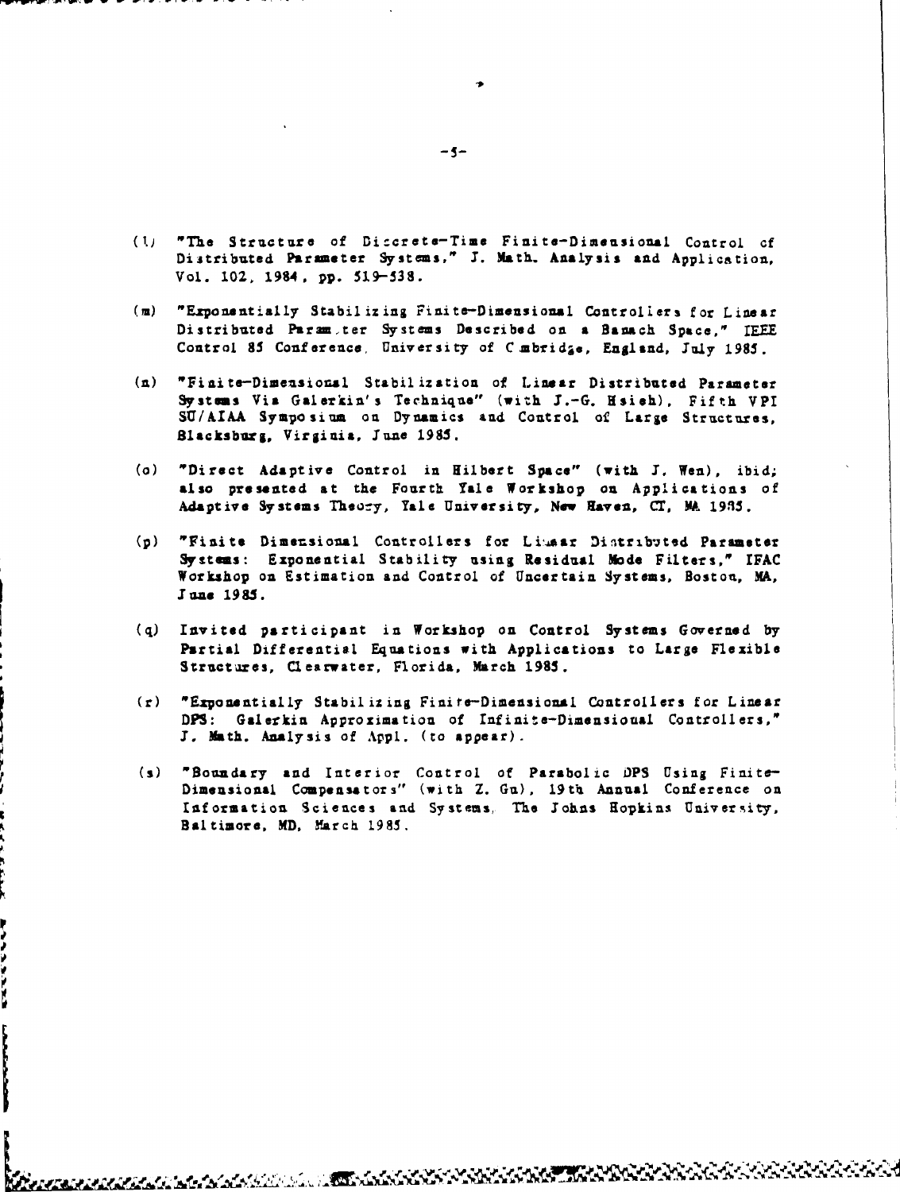(l) "The Structure of Discrete-Time Finite-Dimensional Control of Distributed Parameter Systems," J. Math. Analysis and Application, Vol. 102, 1984, pp. 519-538.

(m) "Exponentially Stabilizing Finite-Dimensional Controllers for Linear Distributed Parameter Systems Described on a Banach Space," IEEE Control 85 Conference, University of Cambridge, England, July 1985.

(n) "Finite-Dimensional Stabilization of Linear Distributed Parameter Systems Via Galerkin's Technique" (with J.-G. Hsieh), Fifth VPI SU/AIAA Symposium on Dynamics and Control of Large Structures, Blacksburg, Virginia, June 1985.

(o) "Direct Adaptive Control in Hilbert Space" (with J. Wen), ibid; also presented at the Fourth Yale Workshop on Applications of Adaptive Systems Theory, Yale University, New Haven, CT, MA 1985.

(p) "Finite Dimensional Controllers for Linear Distributed Parameter Systems: Exponential Stability using Residual Mode Filters," IFAC Workshop on Estimation and Control of Uncertain Systems, Boston, MA, June 1985.

(q) Invited participant in Workshop on Control Systems Governed by Partial Differential Equations with Applications to Large Flexible Structures, Clearwater, Florida, March 1985.

(r) "Exponentially Stabilizing Finite-Dimensional Controllers for Linear DPS: Galerkin Approximation of Infinite-Dimensional Controllers," J. Math. Analysis of Appl. (to appear).

(s) "Boundary and Interior Control of Parabolic DPS Using Finite-Dimensional Compensators" (with Z. Gu), 19th Annual Conference on Information Sciences and Systems, The Johns Hopkins University, Baltimore, MD, March 1985.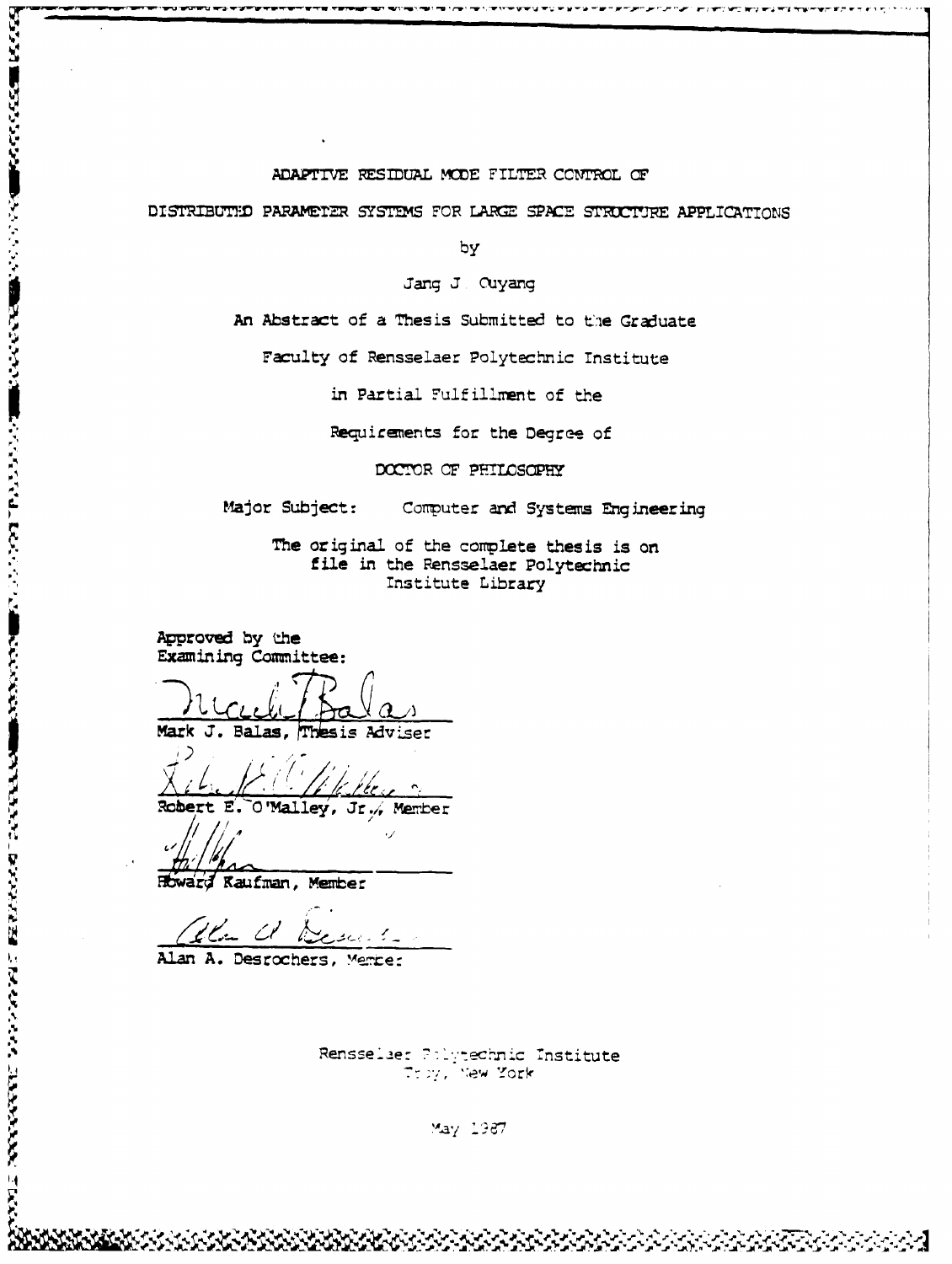ADAPTIVE RESIDUAL MODE FILTER CONTROL OF

DISTRIBUTED PARAMETER SYSTEMS FOR LARGE SPACE STRUCTURE APPLICATIONS

by

Jang J. Ouyang

An Abstract of a Thesis Submitted to the Graduate

Faculty of Rensselaer Polytechnic Institute

in Partial Fulfillment of the

Requirements for the Degree of

DOCTOR OF PHILOSOPHY

Major Subject: Computer and Systems Engineering

The original of the complete thesis is on file in the Rensselaer Polytechnic Institute Library

Approved by the Examining Committee:

Mark J. Balas, Thesis Adviser

Robert E. O'Malley, Jr., Member

Howard Kaufman, Member

Alan A. Desrochers, Member

Rensselaer Polytechnic Institute
Troy, New York

May 1987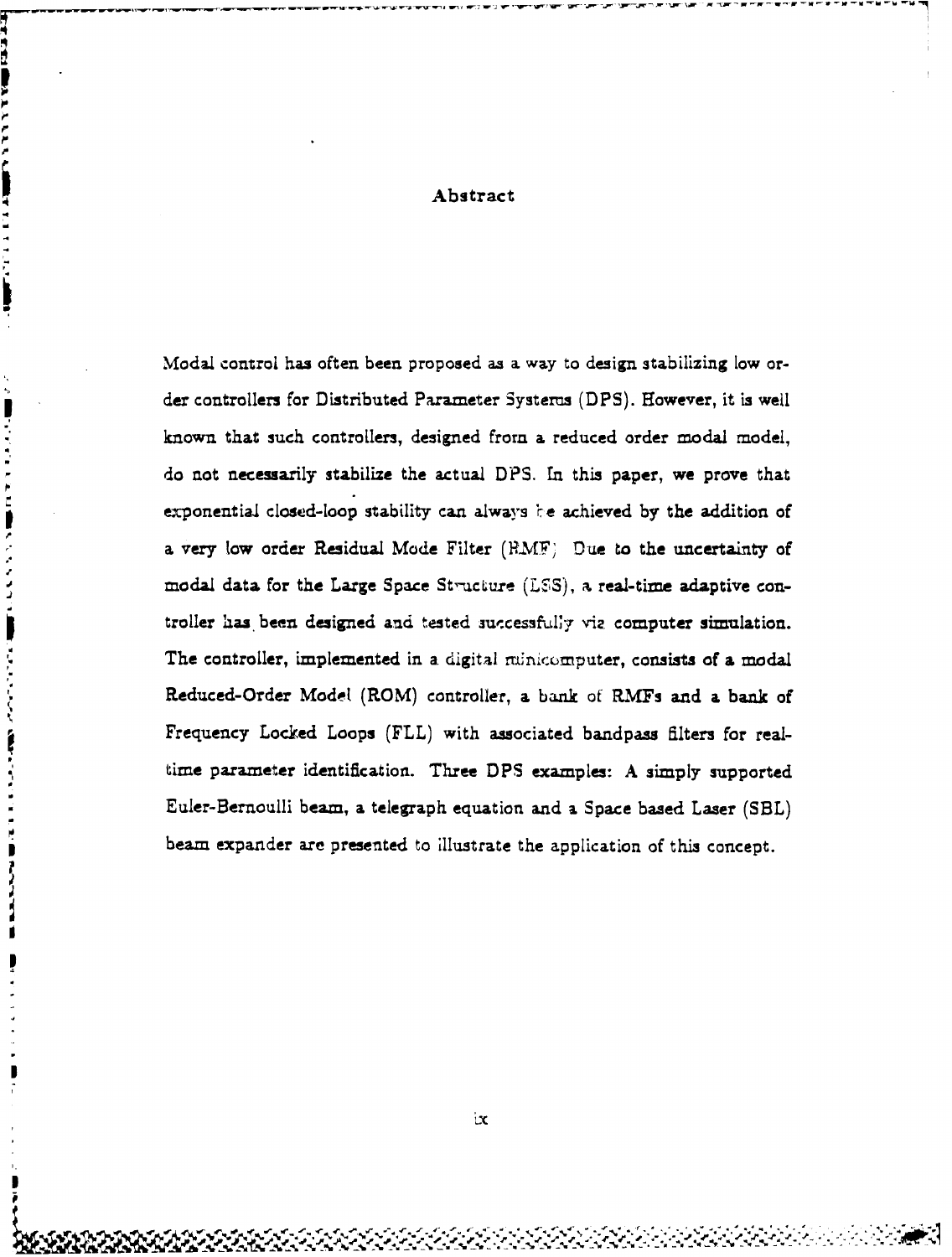# Abstract

Modal control has often been proposed as a way to design stabilizing low order controllers for Distributed Parameter Systems (DPS). However, it is well known that such controllers, designed from a reduced order modal model, do not necessarily stabilize the actual DPS. In this paper, we prove that exponential closed-loop stability can always be achieved by the addition of a very low order Residual Mode Filter (RMF). Due to the uncertainty of modal data for the Large Space Structure (LSS), a real-time adaptive controller has been designed and tested successfully via computer simulation. The controller, implemented in a digital minicomputer, consists of a modal Reduced-Order Model (ROM) controller, a bank of RMFs and a bank of Frequency Locked Loops (FLL) with associated bandpass filters for real-time parameter identification. Three DPS examples: A simply supported Euler-Bernoulli beam, a telegraph equation and a Space based Laser (SBL) beam expander are presented to illustrate the application of this concept.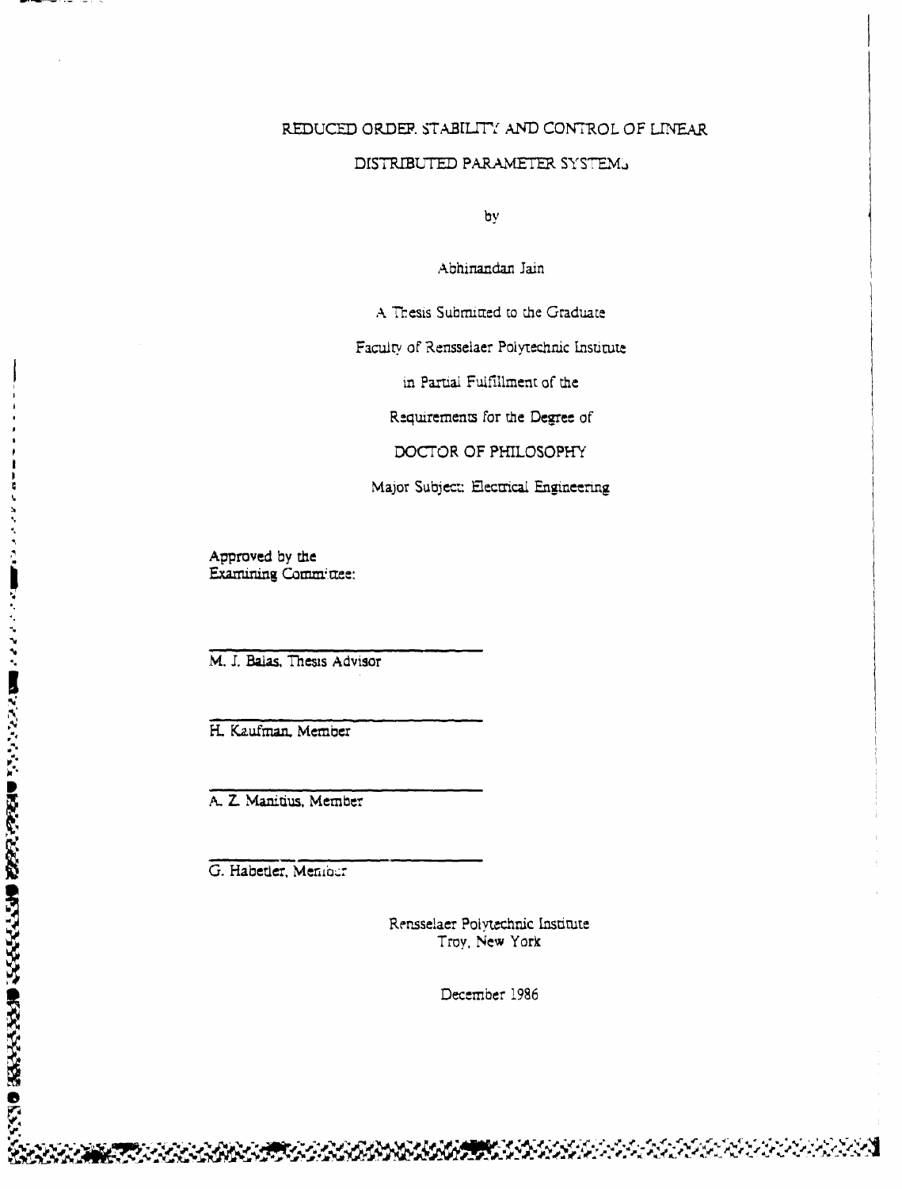# REDUCED ORDER STABILITY AND CONTROL OF LINEAR DISTRIBUTED PARAMETER SYSTEMS

by

Abhinandan Jain

A Thesis Submitted to the Graduate

Faculty of Rensselaer Polytechnic Institute

in Partial Fulfillment of the

Requirements for the Degree of

DOCTOR OF PHILOSOPHY

Major Subject: Electrical Engineering

Approved by the
Examining Committee:

---

M. J. Balas, Thesis Advisor

---

H. Kaufman, Member

---

A. Z. Manitius, Member

---

G. Habetler, Member

Rensselaer Polytechnic Institute
Troy, New York

December 1986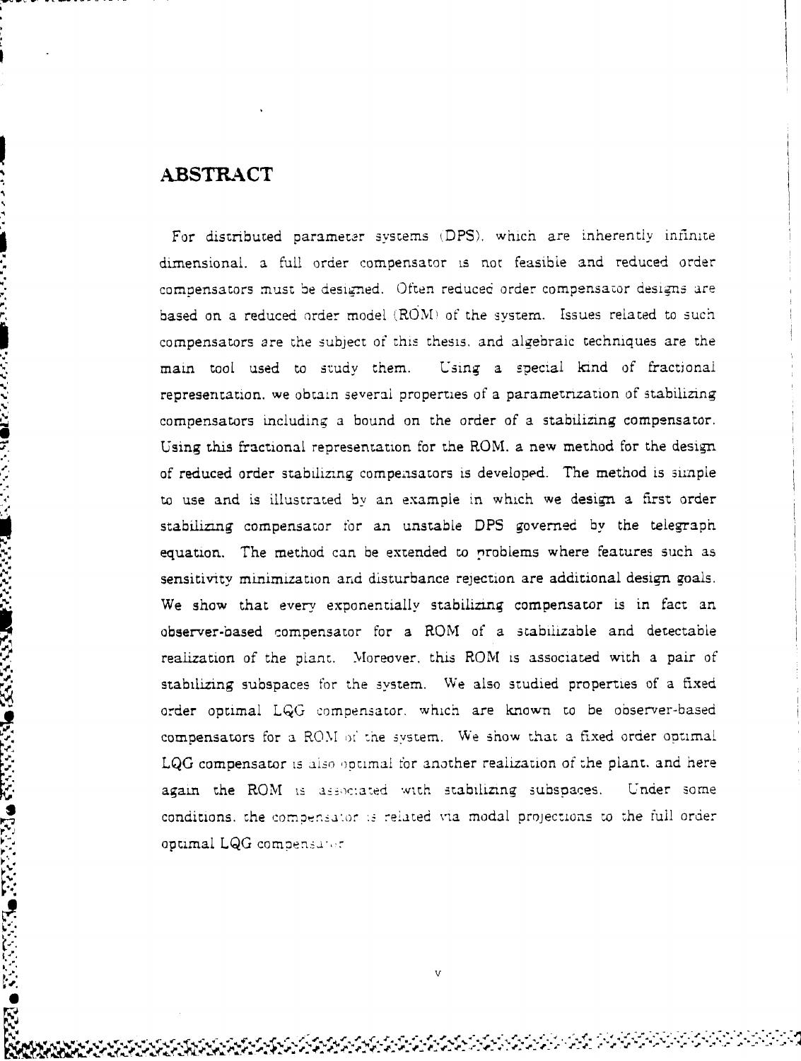## ABSTRACT

For distributed parameter systems (DPS), which are inherently infinite dimensional, a full order compensator is not feasible and reduced order compensators must be designed. Often reduced order compensator designs are based on a reduced order model (ROM) of the system. Issues related to such compensators are the subject of this thesis, and algebraic techniques are the main tool used to study them. Using a special kind of fractional representation, we obtain several properties of a parametrization of stabilizing compensators including a bound on the order of a stabilizing compensator. Using this fractional representation for the ROM, a new method for the design of reduced order stabilizing compensators is developed. The method is simple to use and is illustrated by an example in which we design a first order stabilizing compensator for an unstable DPS governed by the telegraph equation. The method can be extended to problems where features such as sensitivity minimization and disturbance rejection are additional design goals. We show that every exponentially stabilizing compensator is in fact an observer-based compensator for a ROM of a stabilizable and detectable realization of the plant. Moreover, this ROM is associated with a pair of stabilizing subspaces for the system. We also studied properties of a fixed order optimal LQG compensator, which are known to be observer-based compensators for a ROM of the system. We show that a fixed order optimal LQG compensator is also optimal for another realization of the plant, and here again the ROM is associated with stabilizing subspaces. Under some conditions, the compensator is related via modal projections to the full order optimal LQG compensator.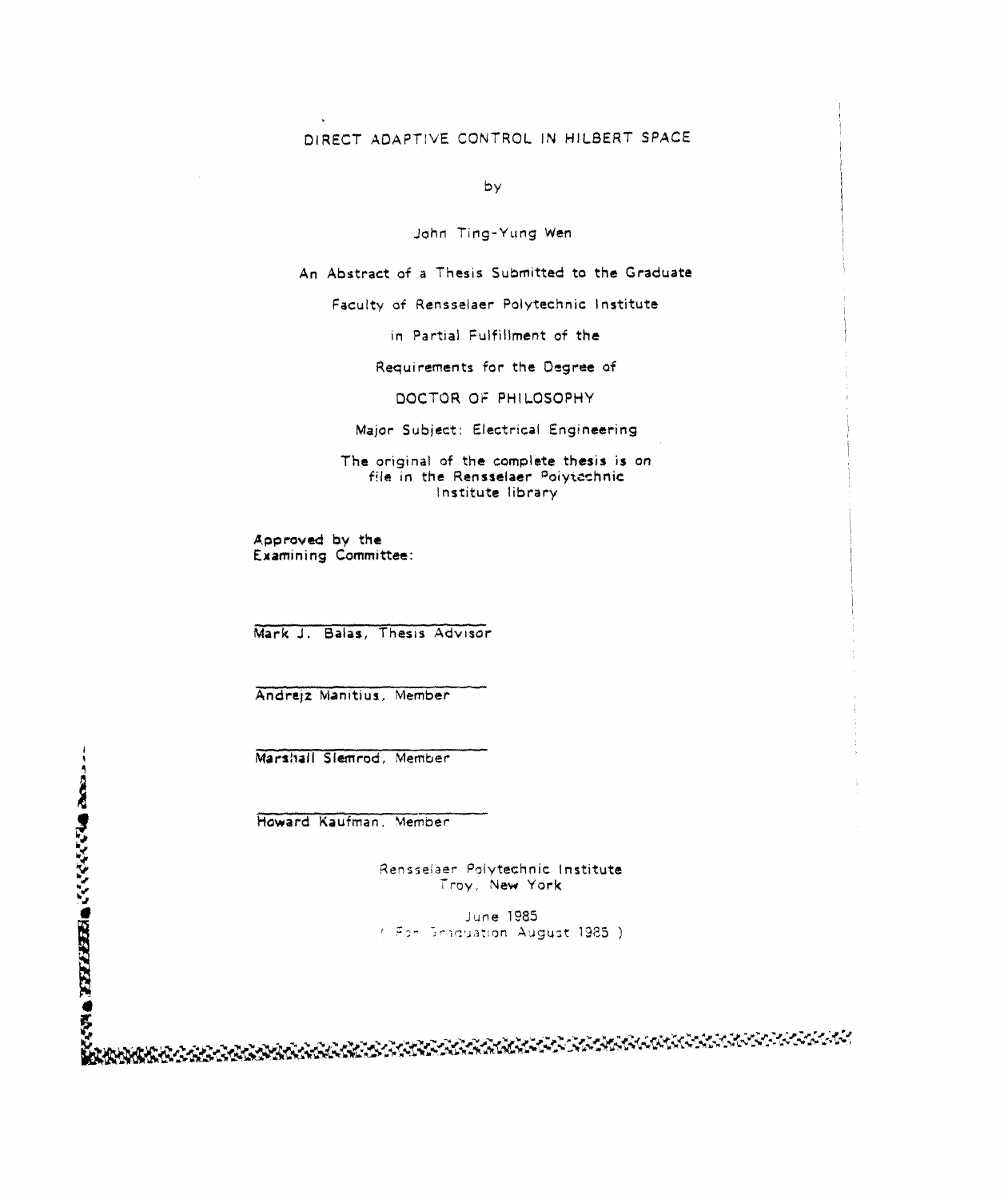# DIRECT ADAPTIVE CONTROL IN HILBERT SPACE

by

John Ting-Yung Wen

An Abstract of a Thesis Submitted to the Graduate

Faculty of Rensselaer Polytechnic Institute

in Partial Fulfillment of the

Requirements for the Degree of

DOCTOR OF PHILOSOPHY

Major Subject: Electrical Engineering

The original of the complete thesis is on file in the Rensselaer Polytechnic Institute library

Approved by the Examining Committee:

Mark J. Balas, Thesis Advisor

Andrejz Manitius, Member

Marshall Slemrod, Member

Howard Kaufman, Member

Rensselaer Polytechnic Institute
Troy, New York

June 1985
( For Graduation August 1985 )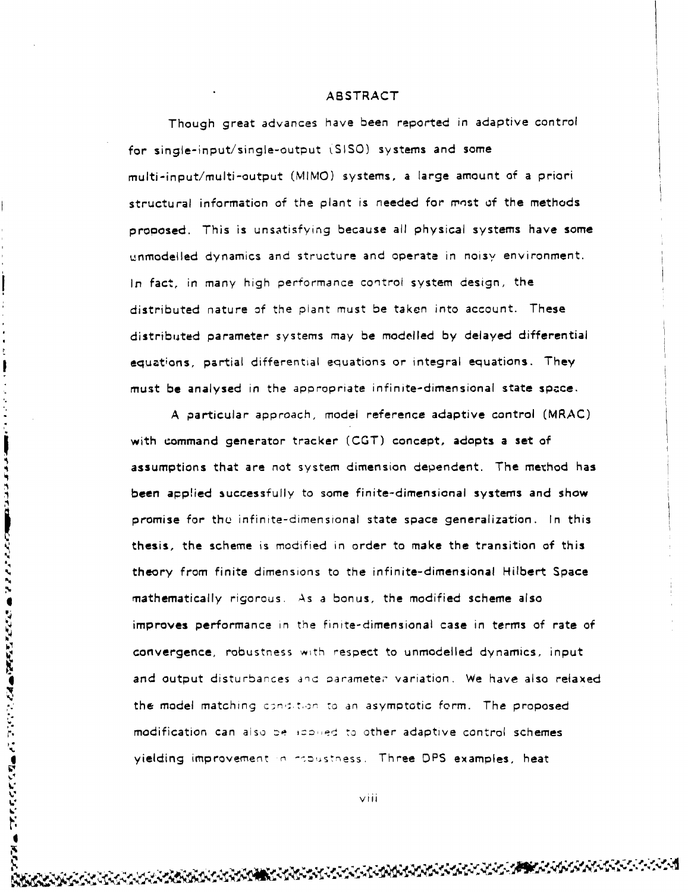# ABSTRACT

Though great advances have been reported in adaptive control for single-input/single-output (SISO) systems and some multi-input/multi-output (MIMO) systems, a large amount of a priori structural information of the plant is needed for most of the methods proposed. This is unsatisfying because all physical systems have some unmodelled dynamics and structure and operate in noisy environment. In fact, in many high performance control system design, the distributed nature of the plant must be taken into account. These distributed parameter systems may be modelled by delayed differential equations, partial differential equations or integral equations. They must be analysed in the appropriate infinite-dimensional state space.

A particular approach, model reference adaptive control (MRAC) with command generator tracker (CGT) concept, adopts a set of assumptions that are not system dimension dependent. The method has been applied successfully to some finite-dimensional systems and show promise for the infinite-dimensional state space generalization. In this thesis, the scheme is modified in order to make the transition of this theory from finite dimensions to the infinite-dimensional Hilbert Space mathematically rigorous. As a bonus, the modified scheme also improves performance in the finite-dimensional case in terms of rate of convergence, robustness with respect to unmodelled dynamics, input and output disturbances and parameter variation. We have also relaxed the model matching condition to an asymptotic form. The proposed modification can also be applied to other adaptive control schemes yielding improvement in robustness. Three DPS examples, heat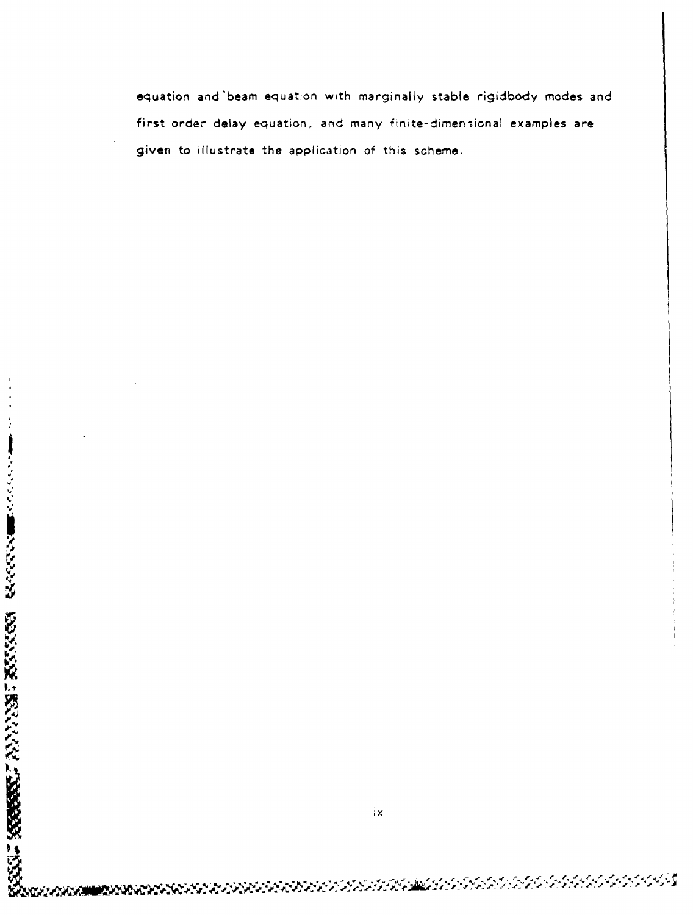equation and beam equation with marginally stable rigidbody modes and first order delay equation, and many finite-dimensional examples are given to illustrate the application of this scheme.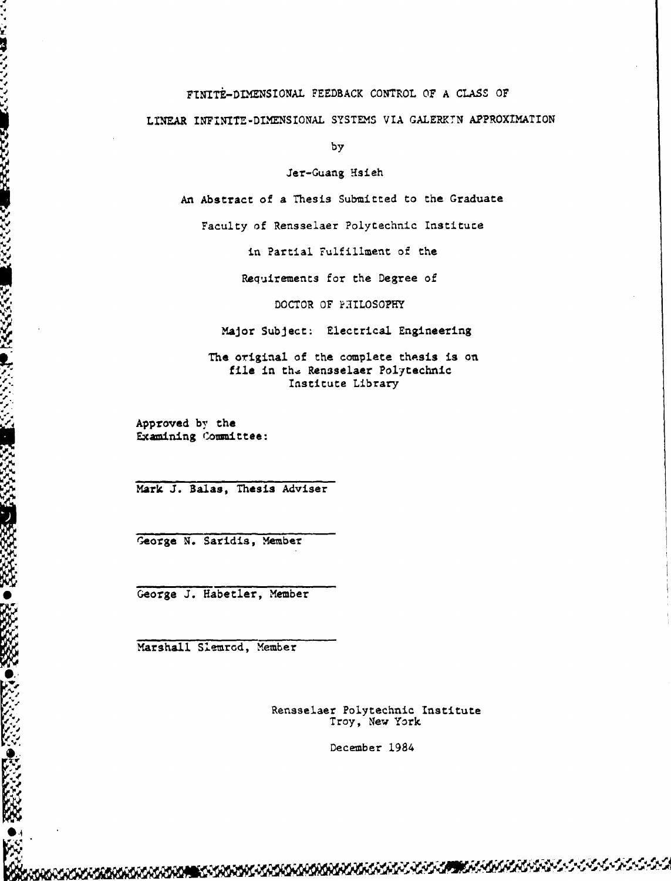FINITE-DIMENSIONAL FEEDBACK CONTROL OF A CLASS OF

LINEAR INFINITE-DIMENSIONAL SYSTEMS VIA GALERKIN APPROXIMATION

by

Jer-Guang Hsieh

An Abstract of a Thesis Submitted to the Graduate

Faculty of Rensselaer Polytechnic Institute

in Partial Fulfillment of the

Requirements for the Degree of

DOCTOR OF PHILOSOPHY

Major Subject: Electrical Engineering

The original of the complete thesis is on file in the Rensselaer Polytechnic Institute Library

Approved by the Examining Committee:

Mark J. Balas, Thesis Adviser

George N. Saridis, Member

George J. Habetler, Member

Marshall Slemrod, Member

Rensselaer Polytechnic Institute
Troy, New York

December 1984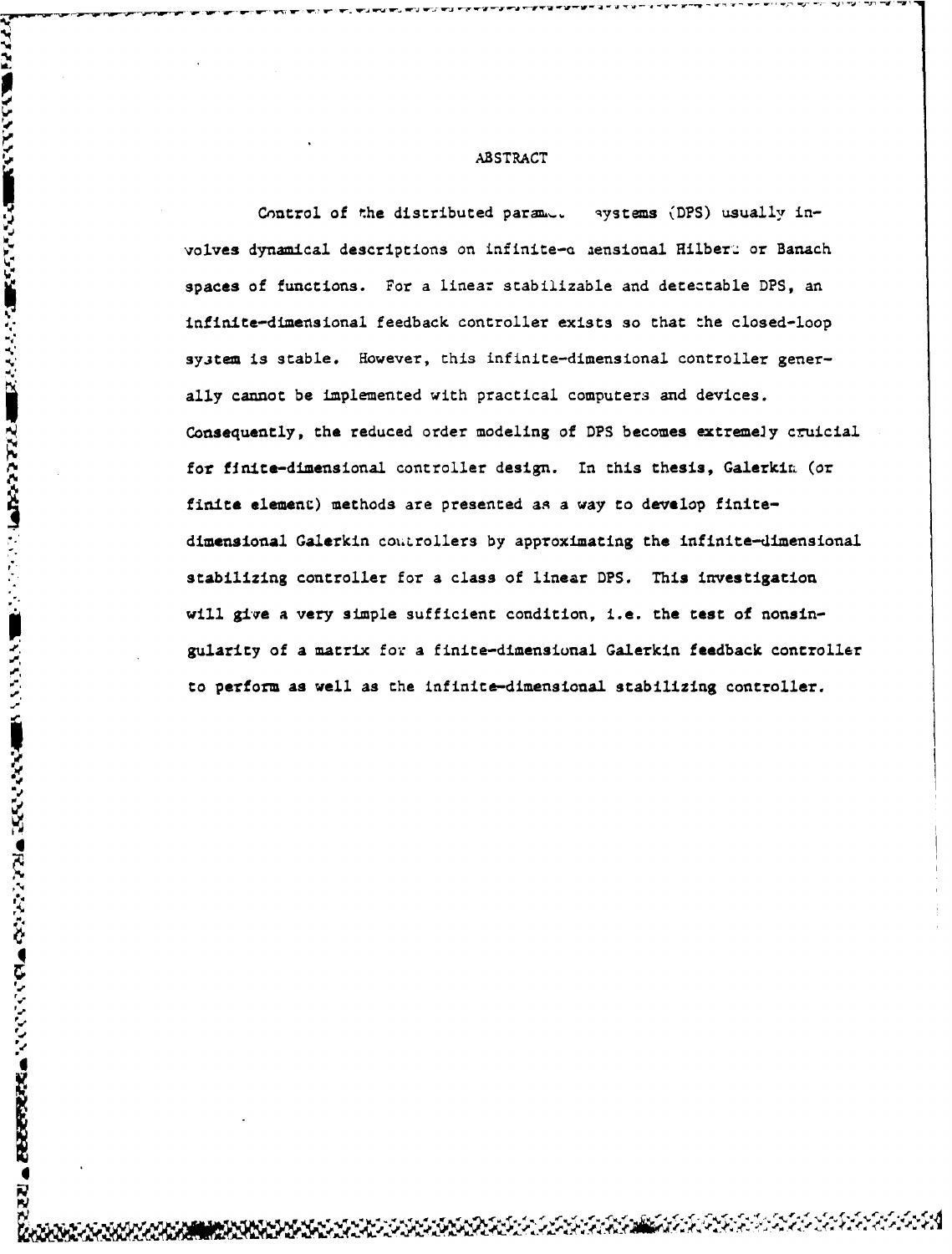# ABSTRACT

Control of the distributed parameter systems (DPS) usually involves dynamical descriptions on infinite-dimensional Hilbert or Banach spaces of functions. For a linear stabilizable and detectable DPS, an infinite-dimensional feedback controller exists so that the closed-loop system is stable. However, this infinite-dimensional controller generally cannot be implemented with practical computers and devices. Consequently, the reduced order modeling of DPS becomes extremely cruicial for finite-dimensional controller design. In this thesis, Galerkin (or finite element) methods are presented as a way to develop finite-dimensional Galerkin controllers by approximating the infinite-dimensional stabilizing controller for a class of linear DPS. This investigation will give a very simple sufficient condition, i.e. the test of nonsingularity of a matrix for a finite-dimensional Galerkin feedback controller to perform as well as the infinite-dimensional stabilizing controller.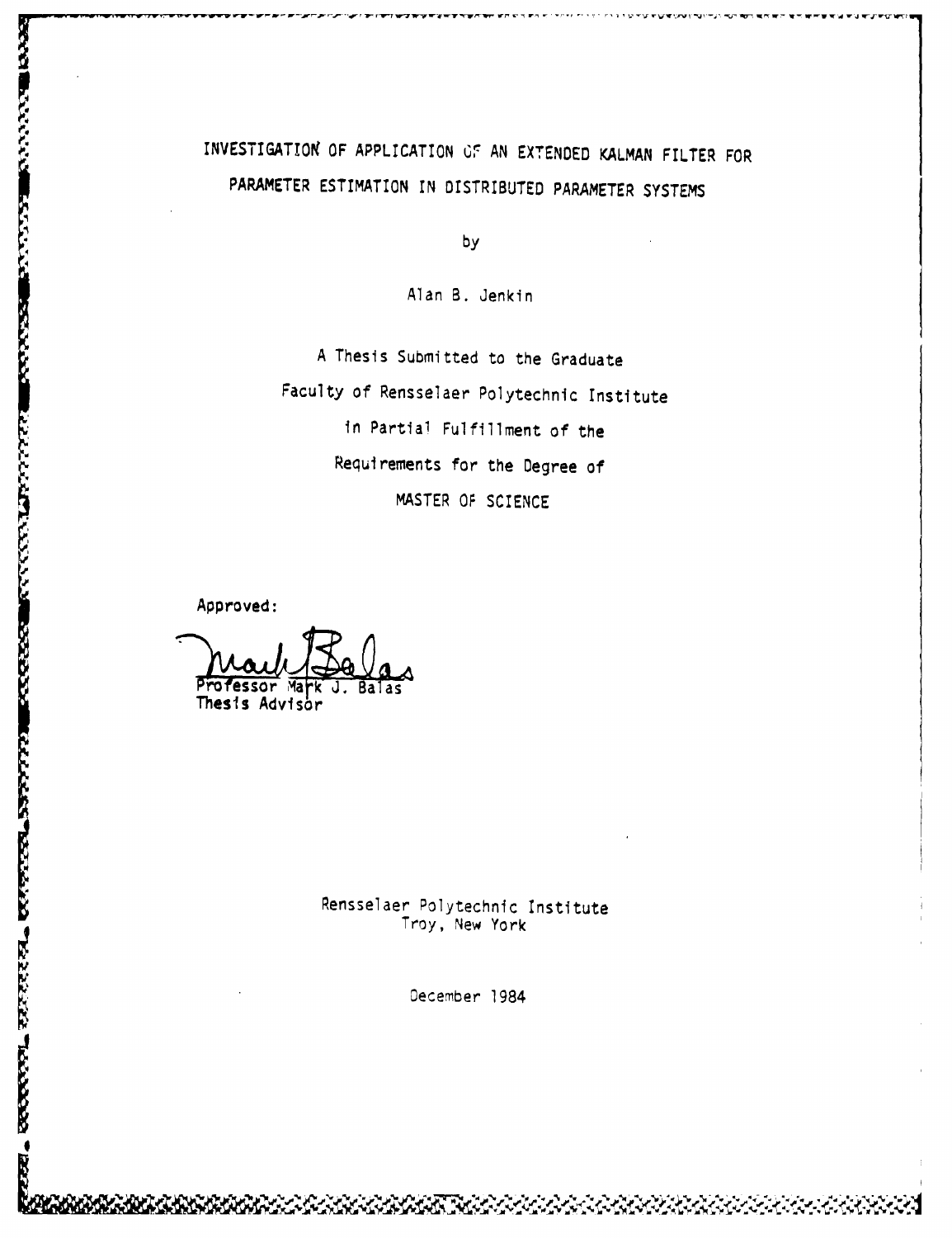# INVESTIGATION OF APPLICATION OF AN EXTENDED KALMAN FILTER FOR PARAMETER ESTIMATION IN DISTRIBUTED PARAMETER SYSTEMS

by

Alan B. Jenkin

A Thesis Submitted to the Graduate
Faculty of Rensselaer Polytechnic Institute
in Partial Fulfillment of the
Requirements for the Degree of
MASTER OF SCIENCE

Approved:

Professor Mark J. Balas
Thesis Advisor

Rensselaer Polytechnic Institute
Troy, New York

December 1984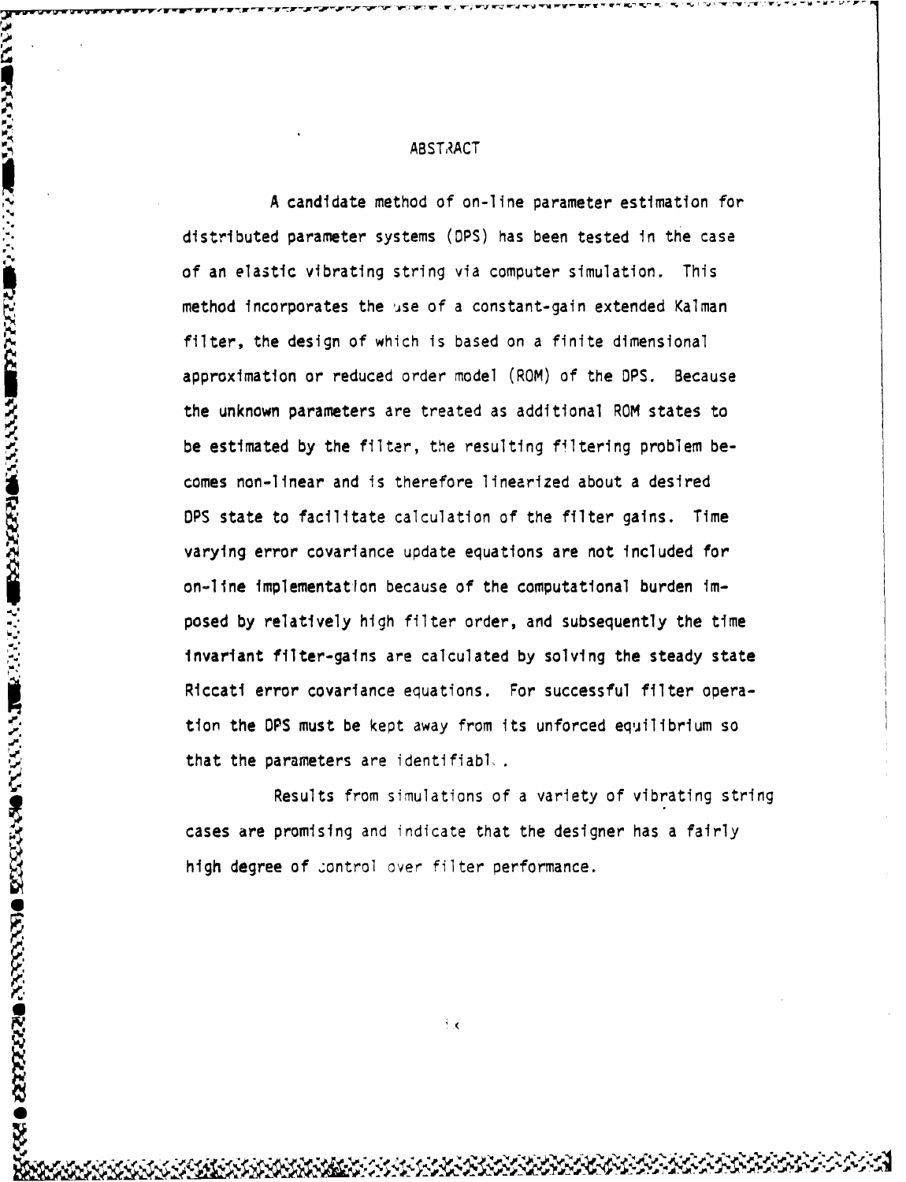# ABSTRACT

A candidate method of on-line parameter estimation for distributed parameter systems (DPS) has been tested in the case of an elastic vibrating string via computer simulation. This method incorporates the use of a constant-gain extended Kalman filter, the design of which is based on a finite dimensional approximation or reduced order model (ROM) of the DPS. Because the unknown parameters are treated as additional ROM states to be estimated by the filter, the resulting filtering problem becomes non-linear and is therefore linearized about a desired DPS state to facilitate calculation of the filter gains. Time varying error covariance update equations are not included for on-line implementation because of the computational burden imposed by relatively high filter order, and subsequently the time invariant filter-gains are calculated by solving the steady state Riccati error covariance equations. For successful filter operation the DPS must be kept away from its unforced equilibrium so that the parameters are identifiable.

Results from simulations of a variety of vibrating string cases are promising and indicate that the designer has a fairly high degree of control over filter performance.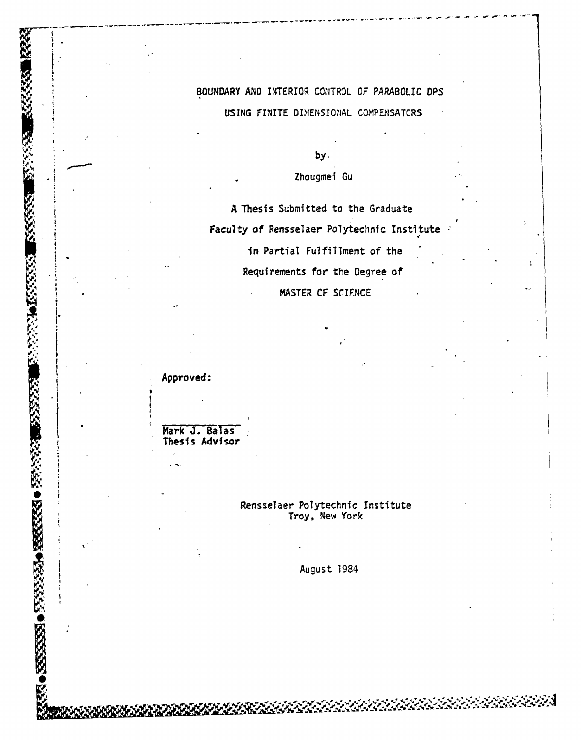# BOUNDARY AND INTERIOR CONTROL OF PARABOLIC DPS USING FINITE DIMENSIONAL COMPENSATORS

by

Zhougmei Gu

A Thesis Submitted to the Graduate Faculty of Rensselaer Polytechnic Institute in Partial Fulfillment of the Requirements for the Degree of MASTER CF SCIENCE

Approved:

Mark J. Balas
Thesis Advisor

Rensselaer Polytechnic Institute
Troy, New York

August 1984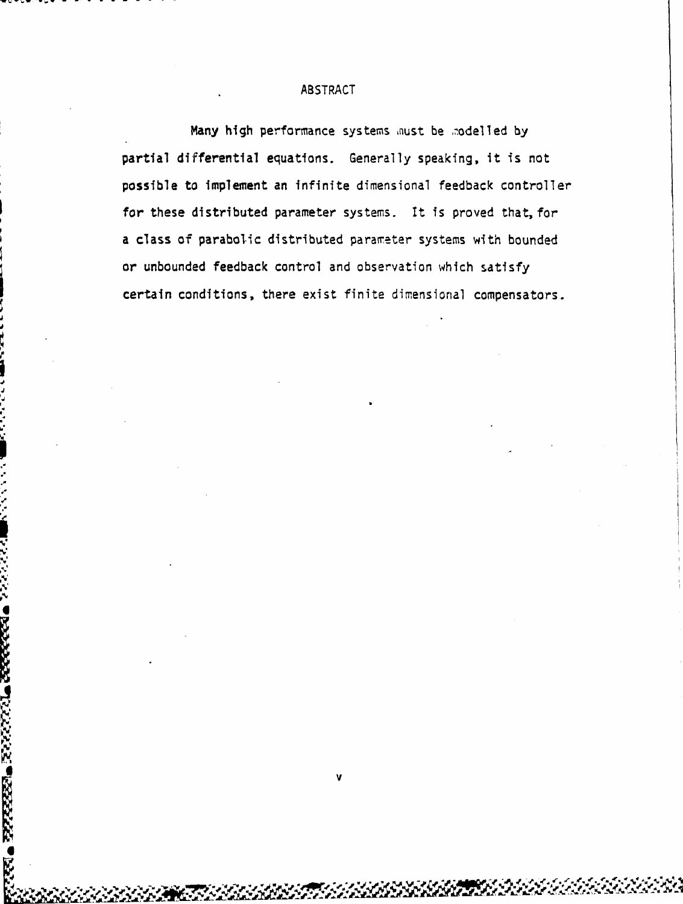# ABSTRACT

Many high performance systems must be modelled by partial differential equations. Generally speaking, it is not possible to implement an infinite dimensional feedback controller for these distributed parameter systems. It is proved that, for a class of parabolic distributed parameter systems with bounded or unbounded feedback control and observation which satisfy certain conditions, there exist finite dimensional compensators.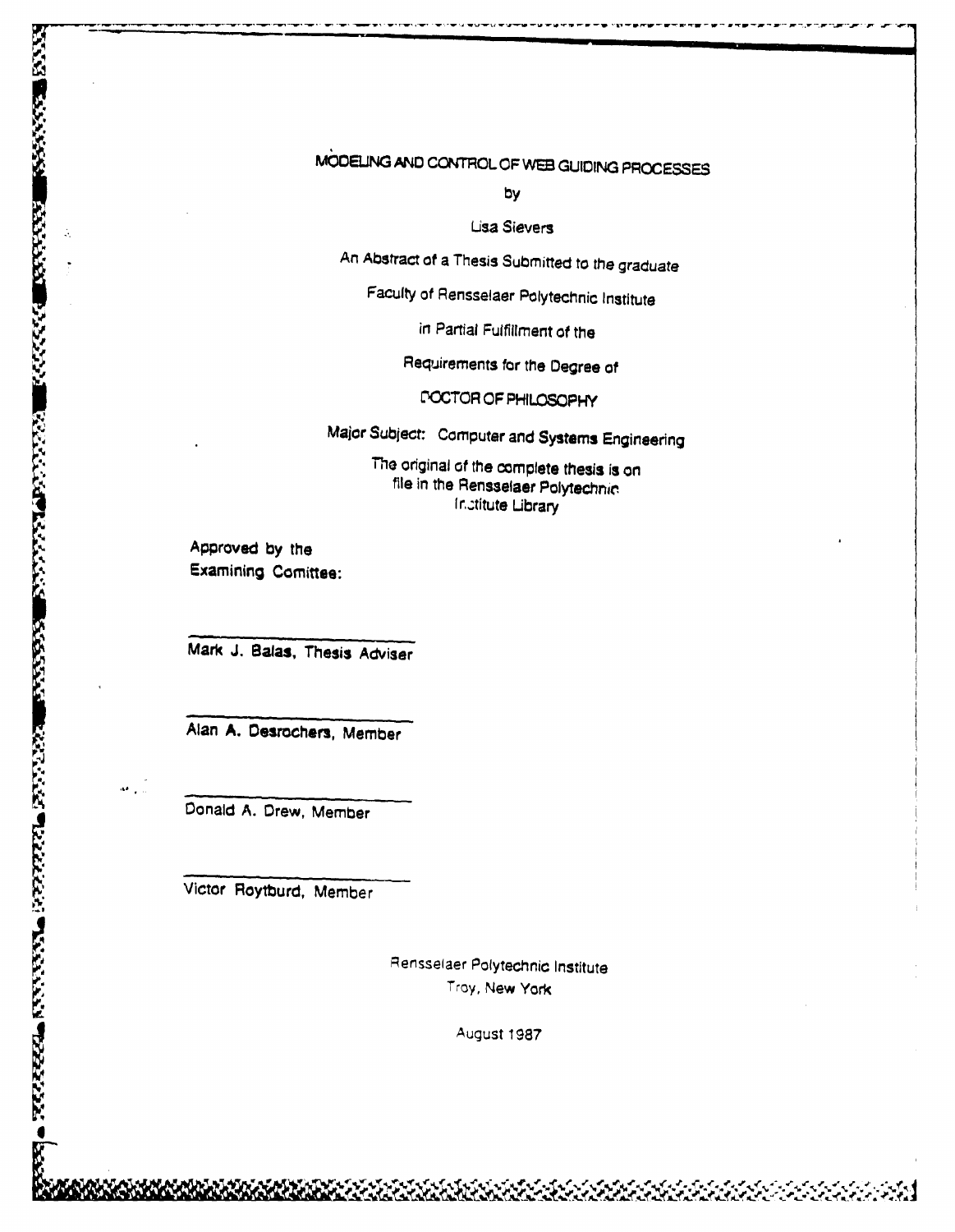MODELING AND CONTROL OF WEB GUIDING PROCESSES

by

Lisa Sievers

An Abstract of a Thesis Submitted to the graduate

Faculty of Rensselaer Polytechnic Institute

in Partial Fulfillment of the

Requirements for the Degree of

DOCTOR OF PHILOSOPHY

Major Subject: Computer and Systems Engineering

The original of the complete thesis is on
file in the Rensselaer Polytechnic
Institute Library

Approved by the
Examining Comittee:

Mark J. Balas, Thesis Adviser

Alan A. Desrochers, Member

Donald A. Drew, Member

Victor Roytburd, Member

Rensselaer Polytechnic Institute
Troy, New York

August 1987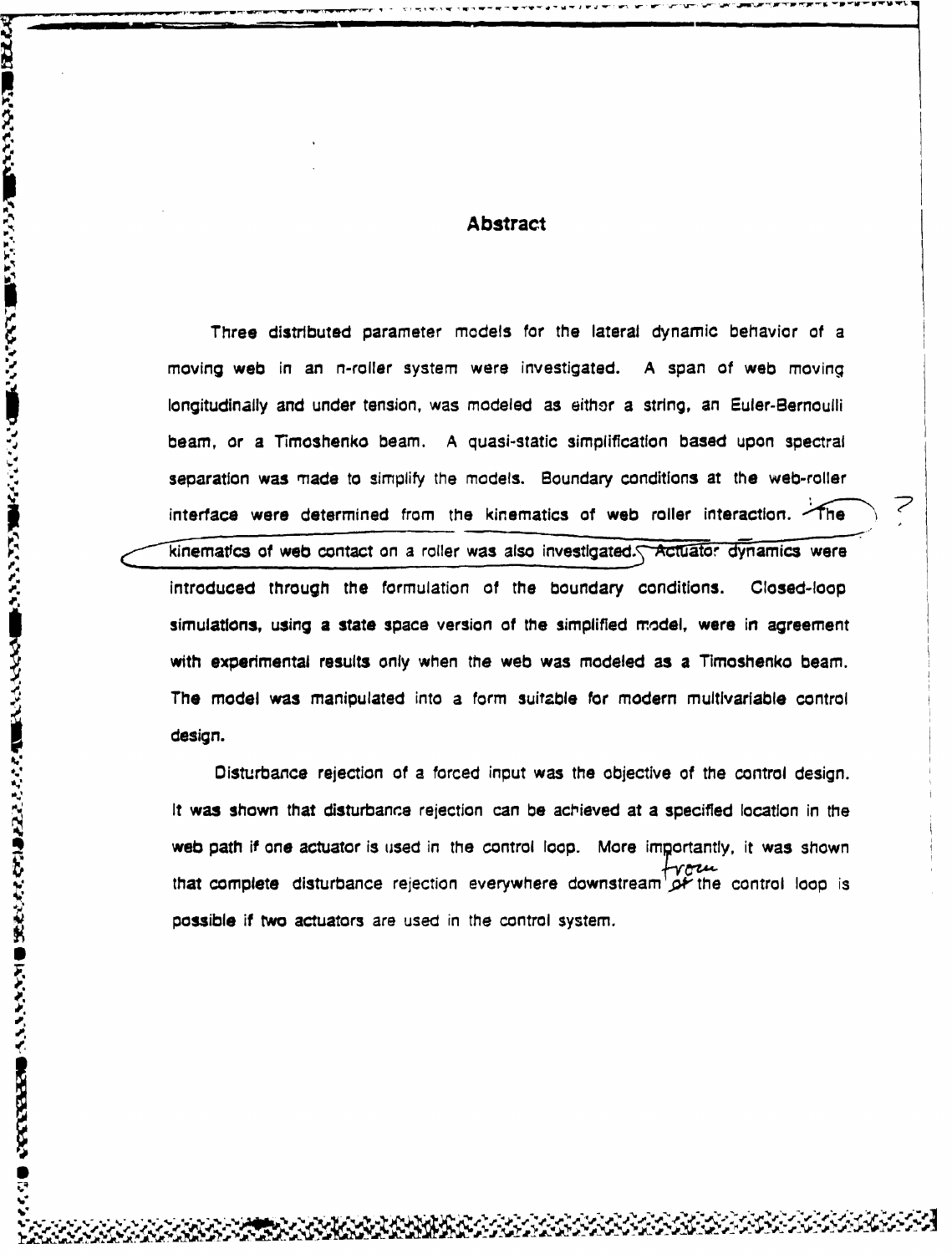# Abstract

Three distributed parameter models for the lateral dynamic behavior of a moving web in an n-roller system were investigated. A span of web moving longitudinally and under tension, was modeled as either a string, an Euler-Bernoulli beam, or a Timoshenko beam. A quasi-static simplification based upon spectral separation was made to simplify the models. Boundary conditions at the web-roller interface were determined from the kinematics of web roller interaction. The kinematics of web contact on a roller was also investigated. Actuator dynamics were introduced through the formulation of the boundary conditions. Closed-loop simulations, using a state space version of the simplified model, were in agreement with experimental results only when the web was modeled as a Timoshenko beam. The model was manipulated into a form suitable for modern multivariable control design.

Disturbance rejection of a forced input was the objective of the control design. It was shown that disturbance rejection can be achieved at a specified location in the web path if one actuator is used in the control loop. More importantly, it was shown that complete disturbance rejection everywhere downstream of the control loop is possible if two actuators are used in the control system.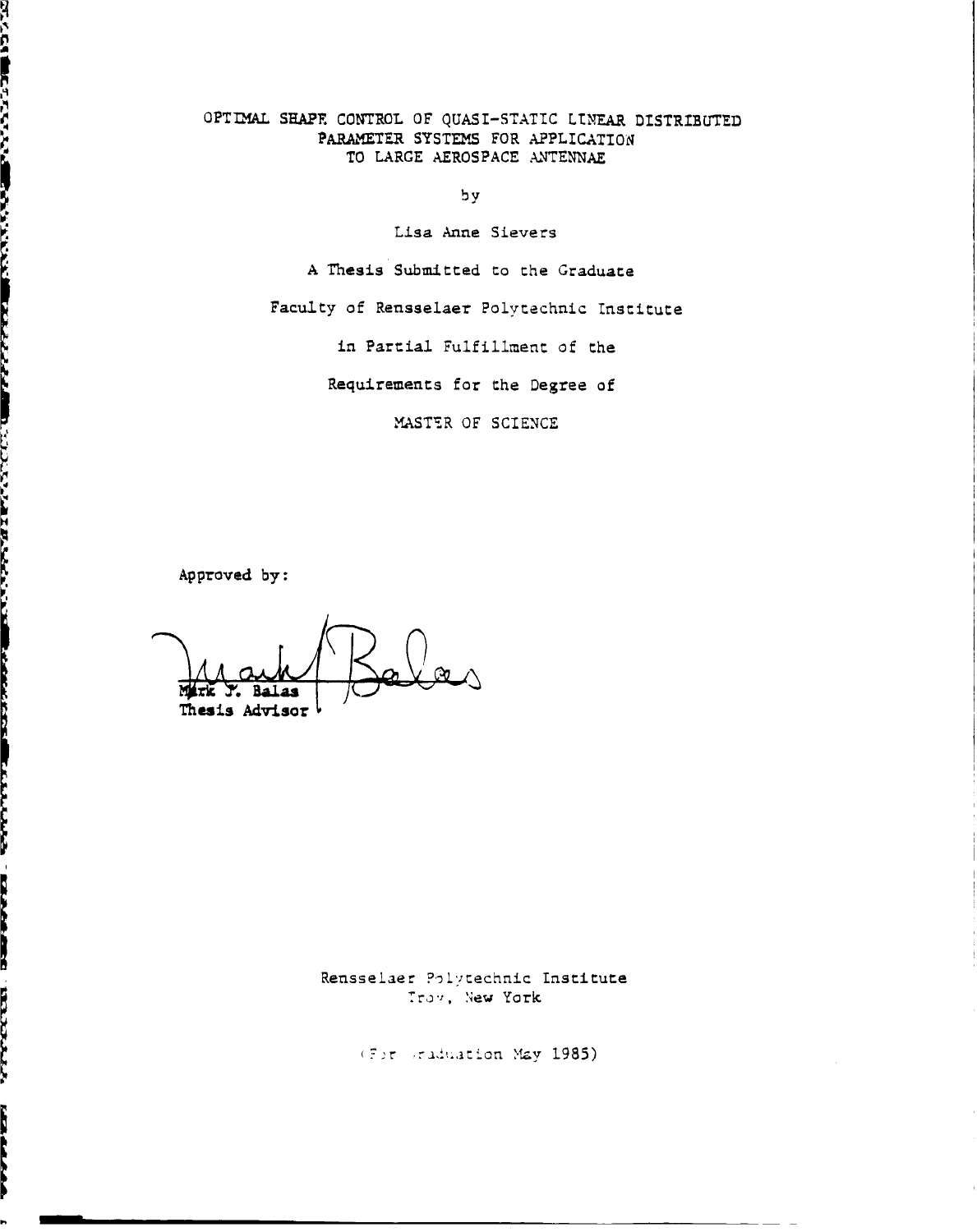OPTIMAL SHAPE CONTROL OF QUASI-STATIC LINEAR DISTRIBUTED PARAMETER SYSTEMS FOR APPLICATION TO LARGE AEROSPACE ANTENNAE

by

Lisa Anne Sievers

A Thesis Submitted to the Graduate

Faculty of Rensselaer Polytechnic Institute

in Partial Fulfillment of the

Requirements for the Degree of

MASTER OF SCIENCE

Approved by:

Mark J. Balas
Thesis Advisor

Rensselaer Polytechnic Institute
Troy, New York

(For Graduation May 1985)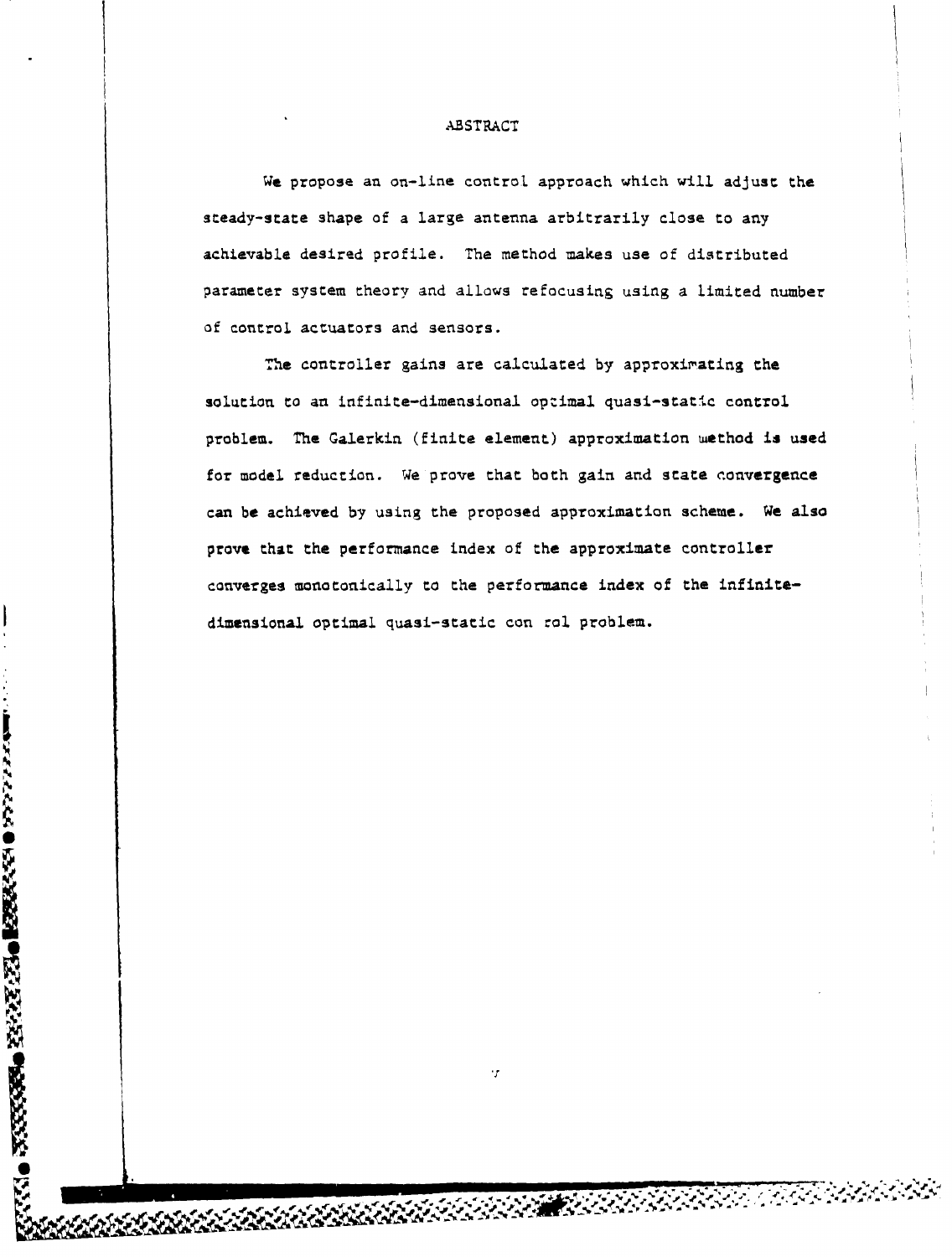# ABSTRACT

We propose an on-line control approach which will adjust the steady-state shape of a large antenna arbitrarily close to any achievable desired profile. The method makes use of distributed parameter system theory and allows refocusing using a limited number of control actuators and sensors.

The controller gains are calculated by approximating the solution to an infinite-dimensional optimal quasi-static control problem. The Galerkin (finite element) approximation method is used for model reduction. We prove that both gain and state convergence can be achieved by using the proposed approximation scheme. We also prove that the performance index of the approximate controller converges monotonically to the performance index of the infinite-dimensional optimal quasi-static con rol problem.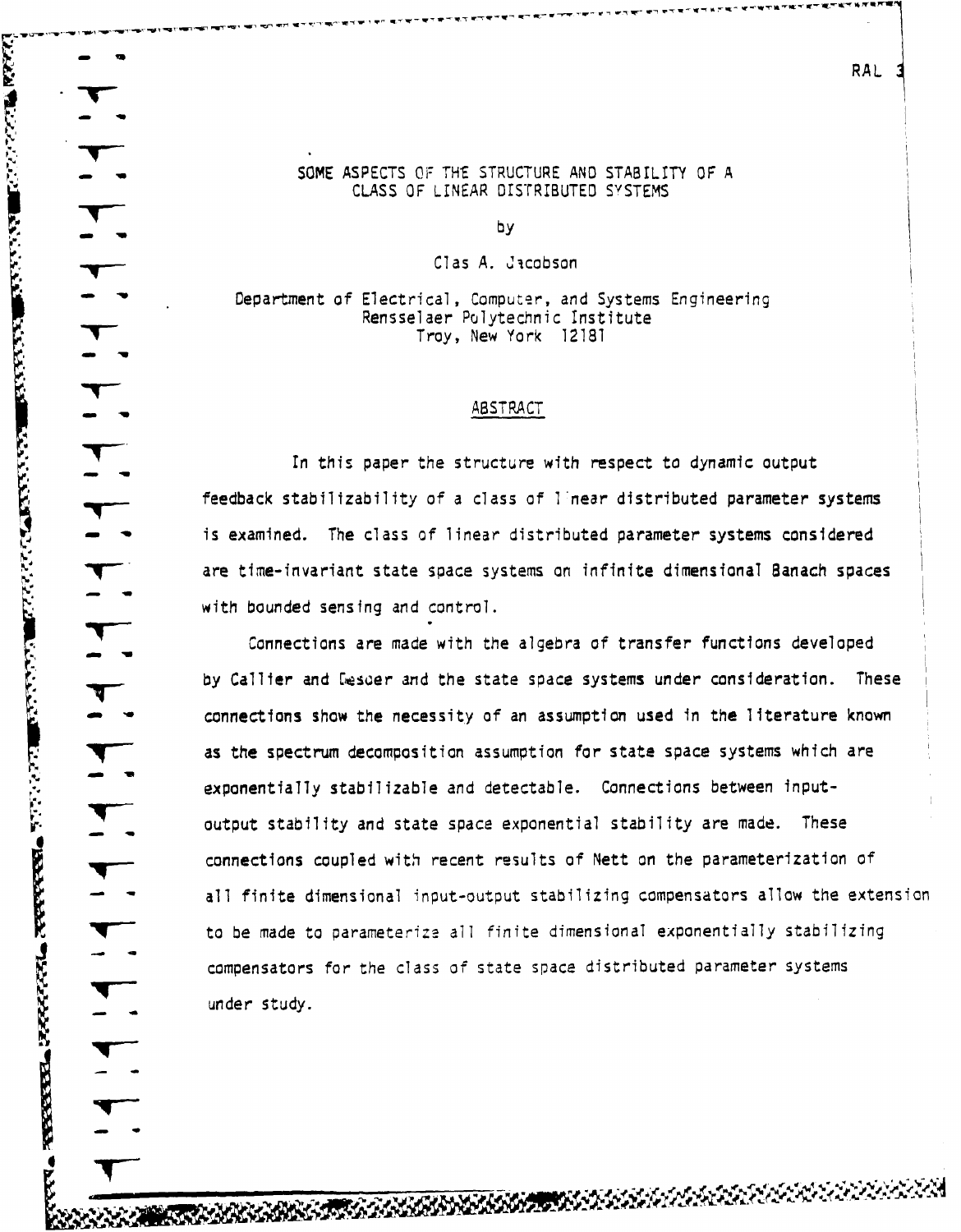RAL 3

# SOME ASPECTS OF THE STRUCTURE AND STABILITY OF A CLASS OF LINEAR DISTRIBUTED SYSTEMS

by

Clas A. Jacobson

Department of Electrical, Computer, and Systems Engineering
Rensselaer Polytechnic Institute
Troy, New York 12181

## ABSTRACT

In this paper the structure with respect to dynamic output feedback stabilizability of a class of linear distributed parameter systems is examined. The class of linear distributed parameter systems considered are time-invariant state space systems on infinite dimensional Banach spaces with bounded sensing and control.

Connections are made with the algebra of transfer functions developed by Callier and Desoer and the state space systems under consideration. These connections show the necessity of an assumption used in the literature known as the spectrum decomposition assumption for state space systems which are exponentially stabilizable and detectable. Connections between input-output stability and state space exponential stability are made. These connections coupled with recent results of Nett on the parameterization of all finite dimensional input-output stabilizing compensators allow the extension to be made to parameterize all finite dimensional exponentially stabilizing compensators for the class of state space distributed parameter systems under study.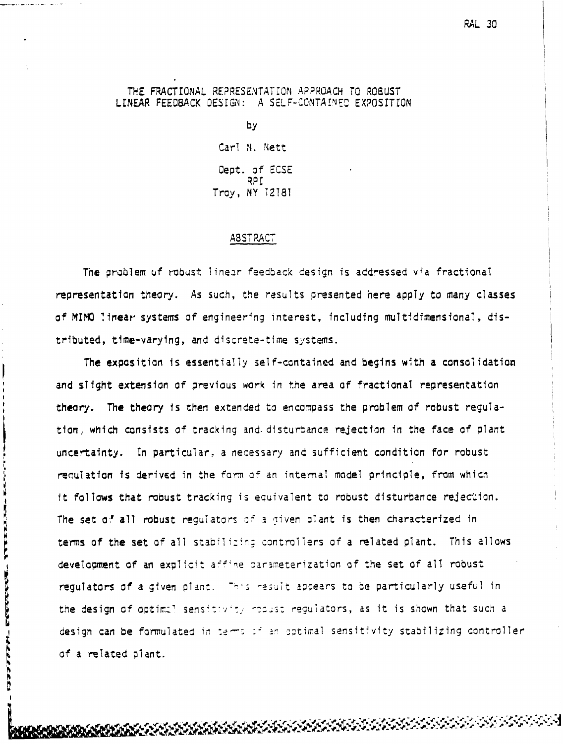# THE FRACTIONAL REPRESENTATION APPROACH TO ROBUST LINEAR FEEDBACK DESIGN: A SELF-CONTAINED EXPOSITION

by

Carl N. Nett

Dept. of ECSE
RPI
Troy, NY 12181

## ABSTRACT

The problem of robust linear feedback design is addressed via fractional representation theory. As such, the results presented here apply to many classes of MIMO linear systems of engineering interest, including multidimensional, distributed, time-varying, and discrete-time systems.

The exposition is essentially self-contained and begins with a consolidation and slight extension of previous work in the area of fractional representation theory. The theory is then extended to encompass the problem of robust regulation, which consists of tracking and disturbance rejection in the face of plant uncertainty. In particular, a necessary and sufficient condition for robust regulation is derived in the form of an internal model principle, from which it follows that robust tracking is equivalent to robust disturbance rejection. The set of all robust regulators of a given plant is then characterized in terms of the set of all stabilizing controllers of a related plant. This allows development of an explicit affine parameterization of the set of all robust regulators of a given plant. This result appears to be particularly useful in the design of optimal sensitivity robust regulators, as it is shown that such a design can be formulated in terms of an optimal sensitivity stabilizing controller of a related plant.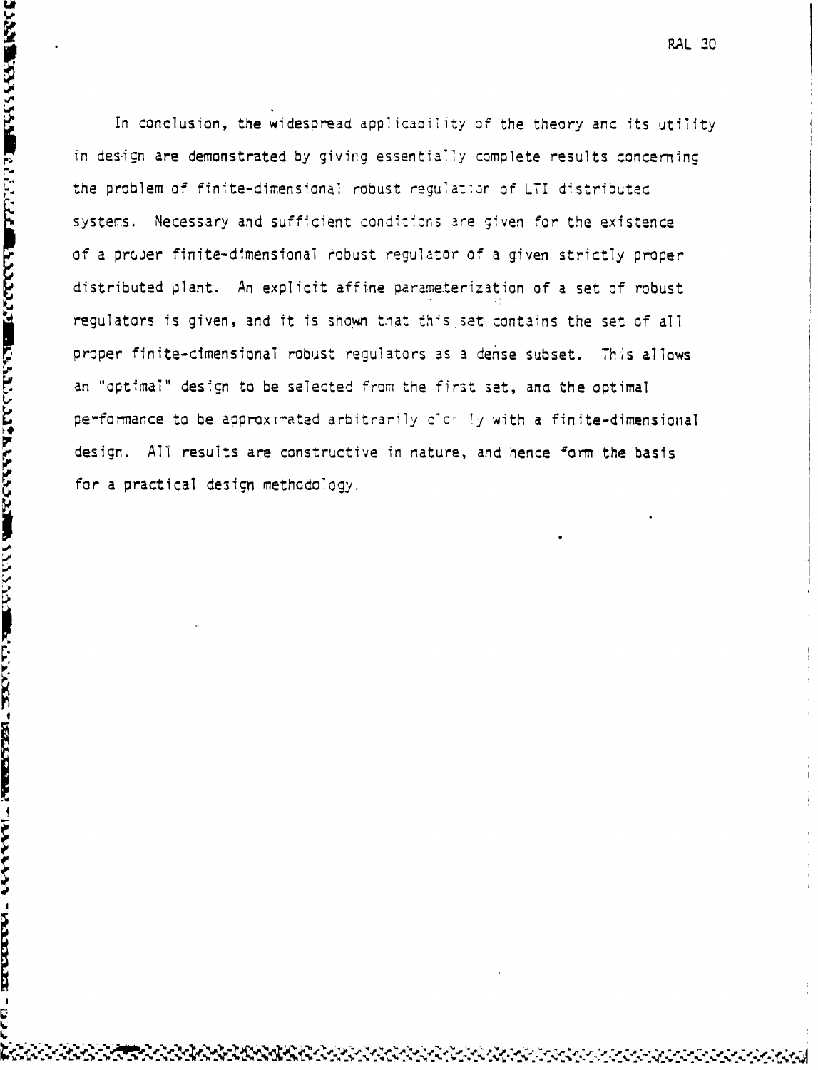In conclusion, the widespread applicability of the theory and its utility in design are demonstrated by giving essentially complete results concerning the problem of finite-dimensional robust regulation of LTI distributed systems. Necessary and sufficient conditions are given for the existence of a proper finite-dimensional robust regulator of a given strictly proper distributed plant. An explicit affine parameterization of a set of robust regulators is given, and it is shown that this set contains the set of all proper finite-dimensional robust regulators as a dense subset. This allows an "optimal" design to be selected from the first set, and the optimal performance to be approximated arbitrarily closely with a finite-dimensional design. All results are constructive in nature, and hence form the basis for a practical design methodology.